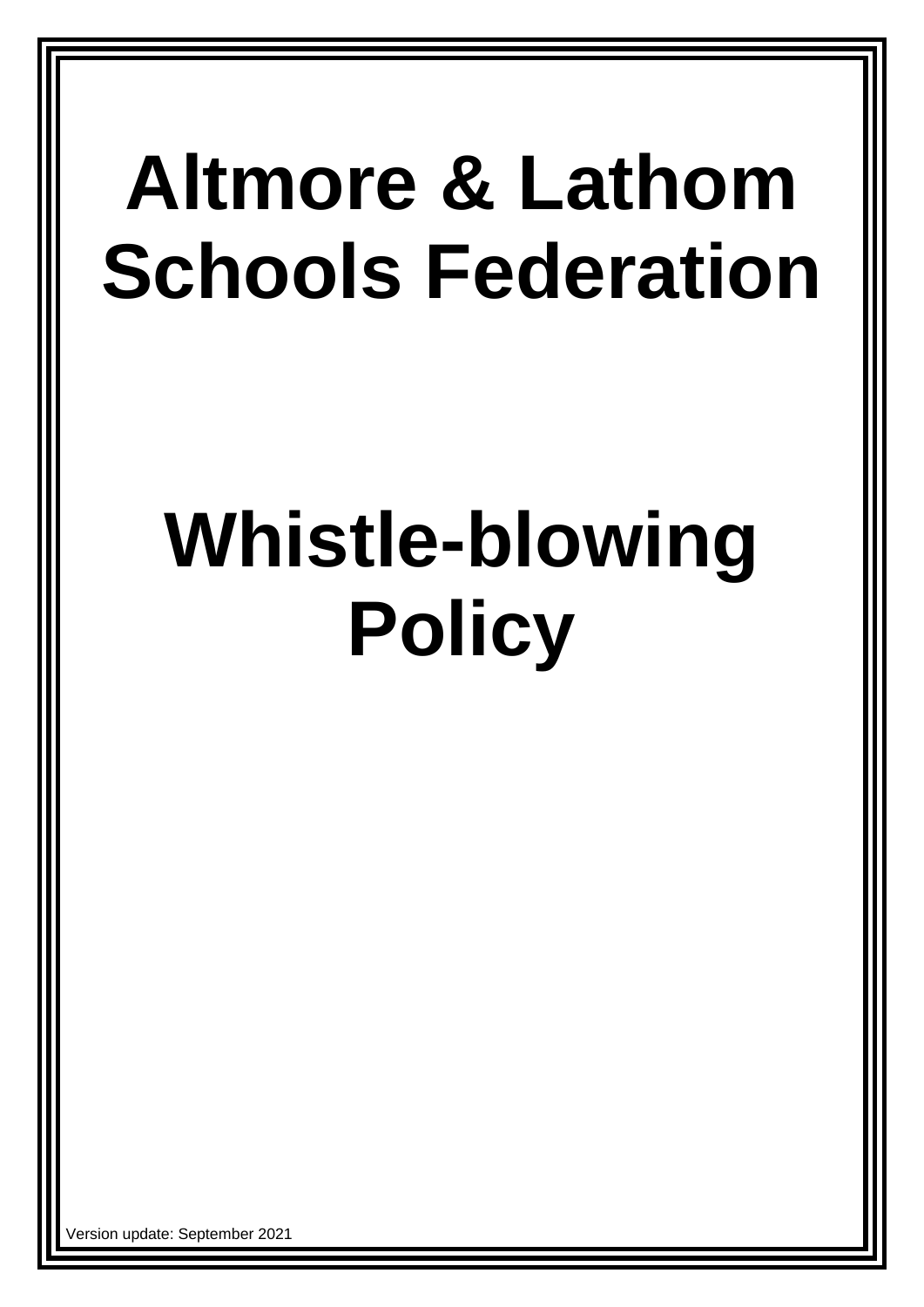# Altmore & Lathom Schools Federation

# Whistle-blowing Policy

Version update: September 2021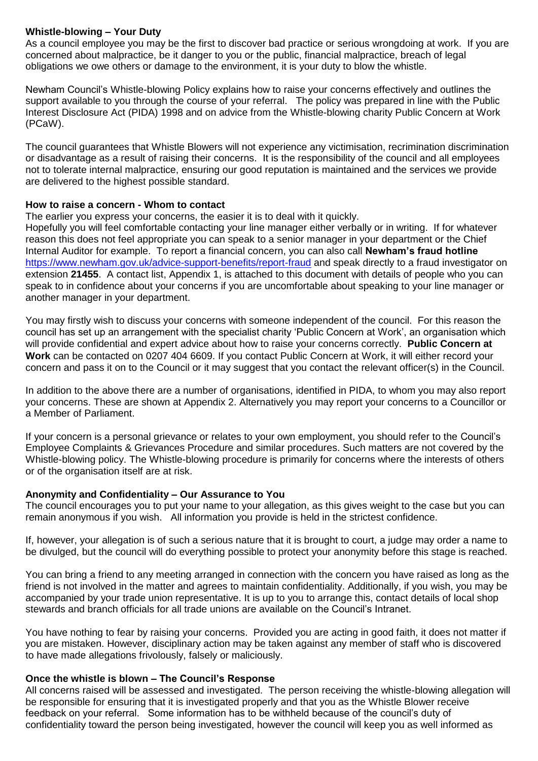**Whistle-blowing – Your Duty**

As a council employee you may be the first to discover bad practice or serious wrongdoing at work. If you are concerned about malpractice, be it danger to you or the public, financial malpractice, breach of legal obligations we owe others or damage to the environment, it is your duty to blow the whistle.

Newham Council's Whistle-blowing Policy explains how to raise your concerns effectively and outlines the support available to you through the course of your referral. The policy was prepared in line with the Public Interest Disclosure Act (PIDA) 1998 and on advice from the Whistle-blowing charity Public Concern at Work (PCaW).

The council guarantees that Whistle Blowers will not experience any victimisation, recrimination discrimination or disadvantage as a result of raising their concerns. It is the responsibility of the council and all employees not to tolerate internal malpractice, ensuring our good reputation is maintained and the services we provide are delivered to the highest possible standard.

**How to raise a concern - Whom to contact**

The earlier you express your concerns, the easier it is to deal with it quickly.

Hopefully you will feel comfortable contacting your line manager either verbally or in writing. If for whatever reason this does not feel appropriate you can speak to a senior manager in your department or the Chief Internal Auditor for example. To report a financial concern, you can also call **Newham's fraud hotline** https://www.newham.gov.uk/advice-support-benefits/report-fraud and speak directly to a fraud investigator on extension **21455**. A contact list, Appendix 1, is attached to this document with details of people who you can speak to in confidence about your concerns if you are uncomfortable about speaking to your line manager or another manager in your department.

You may firstly wish to discuss your concerns with someone independent of the council. For this reason the council has set up an arrangement with the specialist charity 'Public Concern at Work', an organisation which will provide confidential and expert advice about how to raise your concerns correctly. **Public Concern at Work** can be contacted on 0207 404 6609. If you contact Public Concern at Work, it will either record your concern and pass it on to the Council or it may suggest that you contact the relevant officer(s) in the Council.

In addition to the above there are a number of organisations, identified in PIDA, to whom you may also report your concerns. These are shown at Appendix 2. Alternatively you may report your concerns to a Councillor or a Member of Parliament.

If your concern is a personal grievance or relates to your own employment, you should refer to the Council's Employee Complaints & Grievances Procedure and similar procedures. Such matters are not covered by the Whistle-blowing policy. The Whistle-blowing procedure is primarily for concerns where the interests of others or of the organisation itself are at risk.

**Anonymity and Confidentiality – Our Assurance to You**

The council encourages you to put your name to your allegation, as this gives weight to the case but you can remain anonymous if you wish. All information you provide is held in the strictest confidence.

If, however, your allegation is of such a serious nature that it is brought to court, a judge may order a name to be divulged, but the council will do everything possible to protect your anonymity before this stage is reached.

You can bring a friend to any meeting arranged in connection with the concern you have raised as long as the friend is not involved in the matter and agrees to maintain confidentiality. Additionally, if you wish, you may be accompanied by your trade union representative. It is up to you to arrange this, contact details of local shop stewards and branch officials for all trade unions are available on the Council's Intranet.

You have nothing to fear by raising your concerns. Provided you are acting in good faith, it does not matter if you are mistaken. However, disciplinary action may be taken against any member of staff who is discovered to have made allegations frivolously, falsely or maliciously.

**Once the whistle is blown – The Council's Response**

All concerns raised will be assessed and investigated. The person receiving the whistle-blowing allegation will be responsible for ensuring that it is investigated properly and that you as the Whistle Blower receive feedback on your referral. Some information has to be withheld because of the council's duty of confidentiality toward the person being investigated, however the council will keep you as well informed as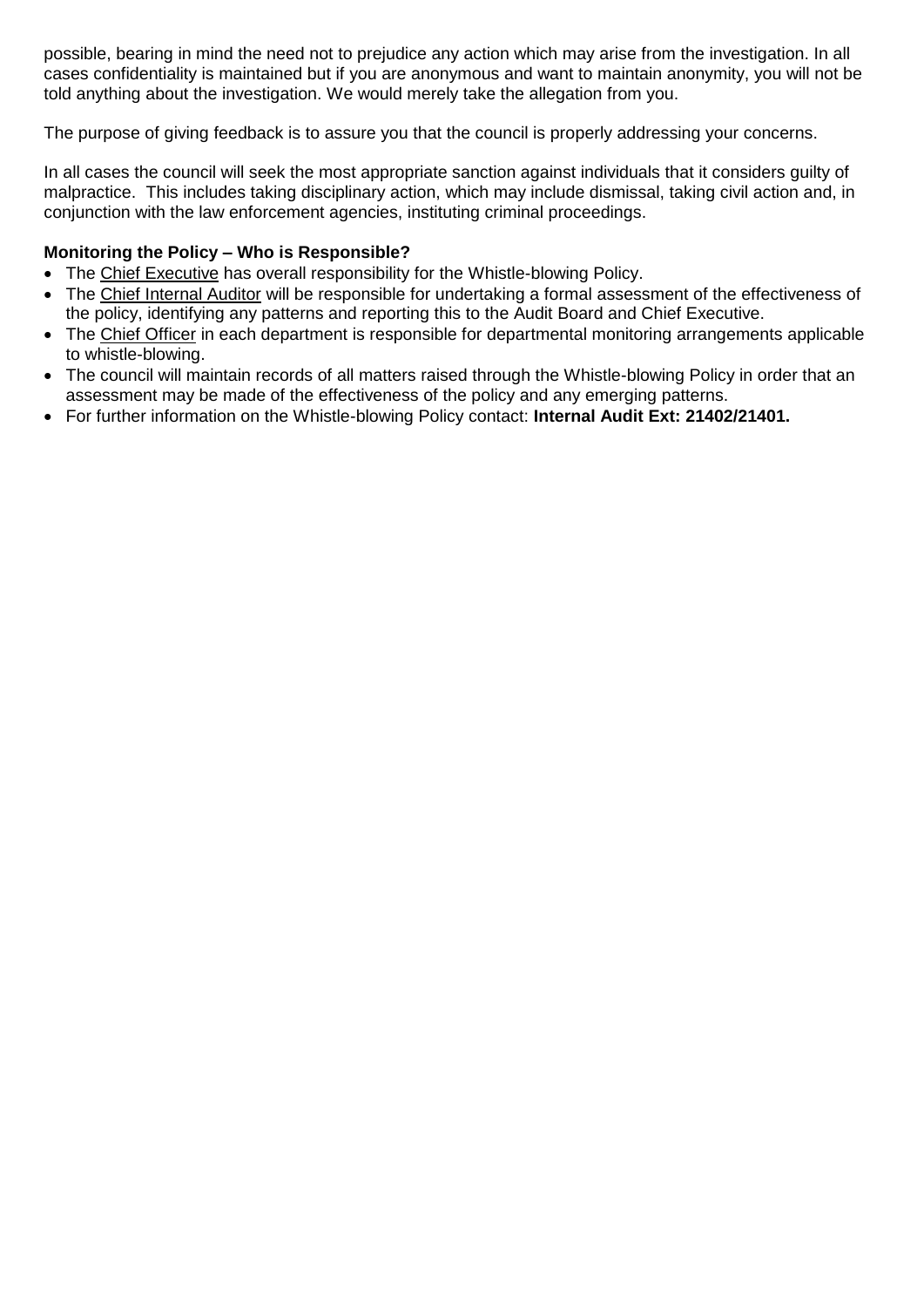possible, bearing in mind the need not to prejudice any action which may arise from the investigation. In all cases confidentiality is maintained but if you are anonymous and want to maintain anonymity, you will not be told anything about the investigation. We would merely take the allegation from you.

The purpose of giving feedback is to assure you that the council is properly addressing your concerns.

In all cases the council will seek the most appropriate sanction against individuals that it considers guilty of malpractice. This includes taking disciplinary action, which may include dismissal, taking civil action and, in conjunction with the law enforcement agencies, instituting criminal proceedings.

**Monitoring the Policy – Who is Responsible?**

- The Chief Executive has overall responsibility for the Whistle-blowing Policy.
- The Chief Internal Auditor will be responsible for undertaking a formal assessment of the effectiveness of the policy, identifying any patterns and reporting this to the Audit Board and Chief Executive.
- The Chief Officer in each department is responsible for departmental monitoring arrangements applicable to whistle-blowing.
- The council will maintain records of all matters raised through the Whistle-blowing Policy in order that an assessment may be made of the effectiveness of the policy and any emerging patterns.
- For further information on the Whistle-blowing Policy contact: **Internal Audit Ext: 21402/21401.**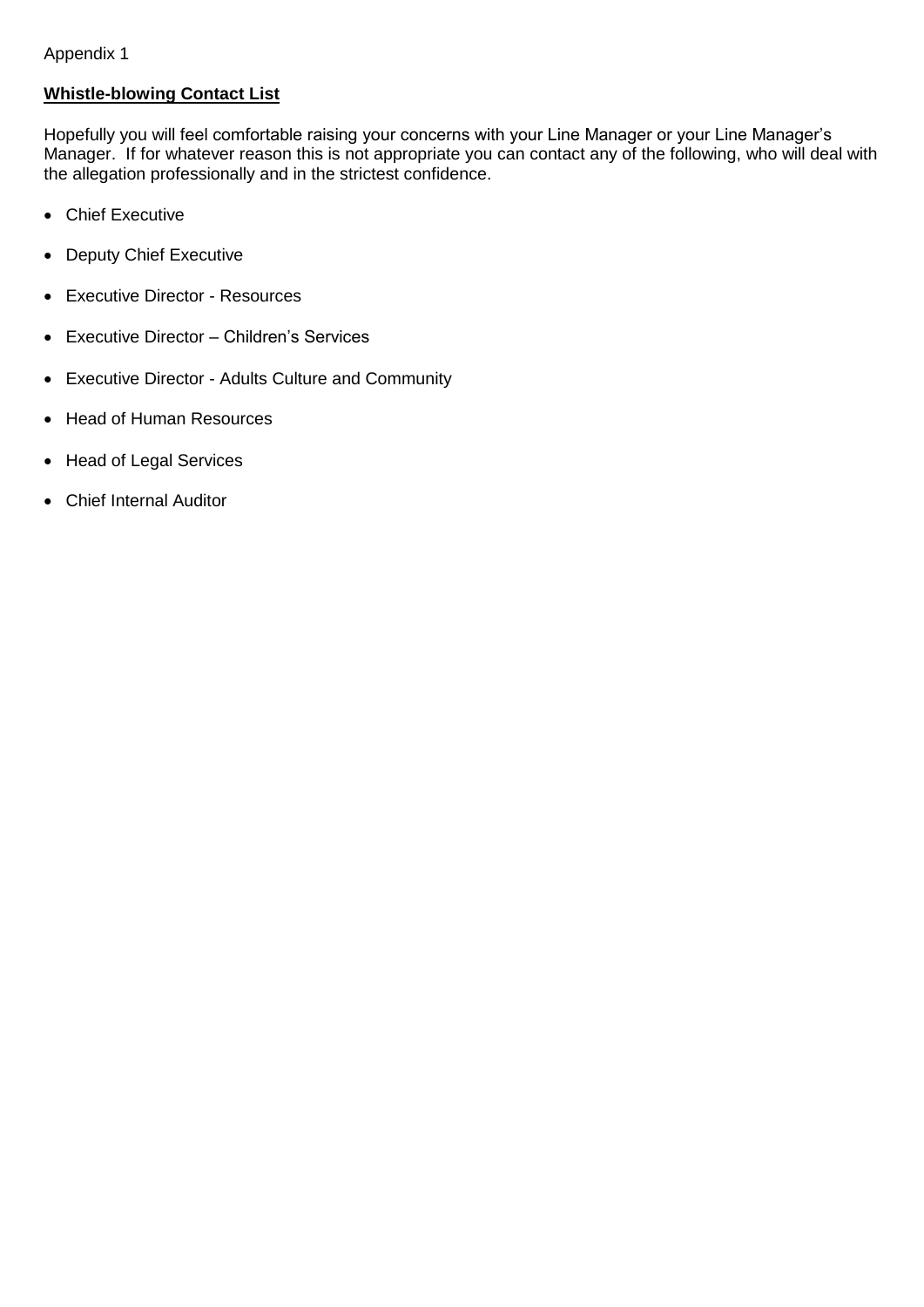Appendix 1

**Whistle-blowing Contact List**

Hopefully you will feel comfortable raising your concerns with your Line Manager or your Line Manager's Manager. If for whatever reason this is not appropriate you can contact any of the following, who will deal with the allegation professionally and in the strictest confidence.

- Chief Executive
- Deputy Chief Executive
- Executive Director - Resources
- Executive Director – Children's Services
- Executive Director - Adults Culture and Community
- Head of Human Resources
- Head of Legal Services
- Chief Internal Auditor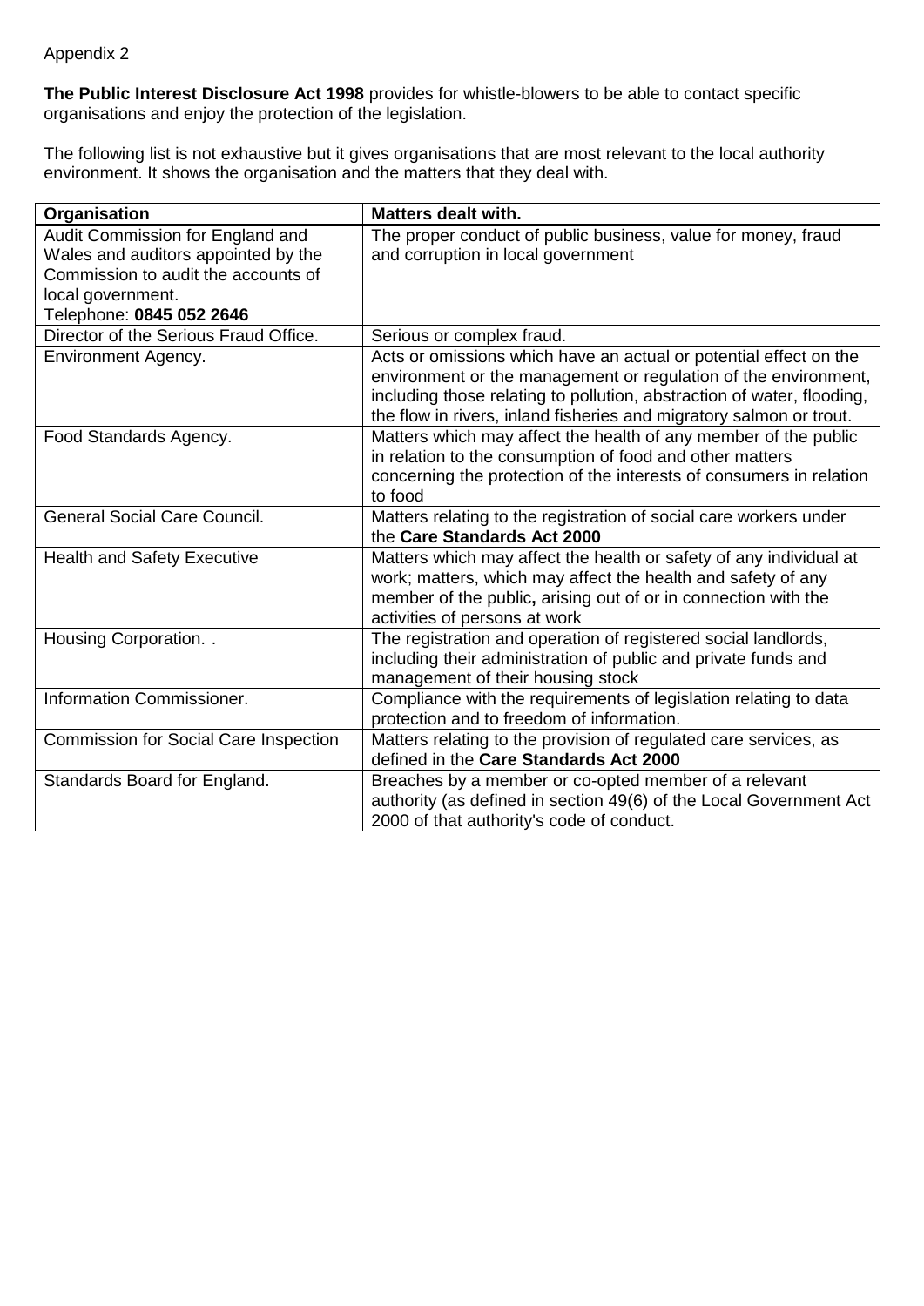Appendix 2

**The Public Interest Disclosure Act 1998** provides for whistle-blowers to be able to contact specific organisations and enjoy the protection of the legislation.

The following list is not exhaustive but it gives organisations that are most relevant to the local authority environment. It shows the organisation and the matters that they deal with.

| **Organisation** | **Matters dealt with.** |
|---|---|
| Audit Commission for England and Wales and auditors appointed by the Commission to audit the accounts of local government. Telephone: **0845 052 2646** | The proper conduct of public business, value for money, fraud and corruption in local government |
| Director of the Serious Fraud Office. | Serious or complex fraud. |
| Environment Agency. | Acts or omissions which have an actual or potential effect on the environment or the management or regulation of the environment, including those relating to pollution, abstraction of water, flooding, the flow in rivers, inland fisheries and migratory salmon or trout. |
| Food Standards Agency. | Matters which may affect the health of any member of the public in relation to the consumption of food and other matters concerning the protection of the interests of consumers in relation to food |
| General Social Care Council. | Matters relating to the registration of social care workers under the **Care Standards Act 2000** |
| Health and Safety Executive | Matters which may affect the health or safety of any individual at work; matters, which may affect the health and safety of any member of the public**,** arising out of or in connection with the activities of persons at work |
| Housing Corporation. . | The registration and operation of registered social landlords, including their administration of public and private funds and management of their housing stock |
| Information Commissioner. | Compliance with the requirements of legislation relating to data protection and to freedom of information. |
| Commission for Social Care Inspection | Matters relating to the provision of regulated care services, as defined in the **Care Standards Act 2000** |
| Standards Board for England. | Breaches by a member or co-opted member of a relevant authority (as defined in section 49(6) of the Local Government Act 2000 of that authority's code of conduct. |